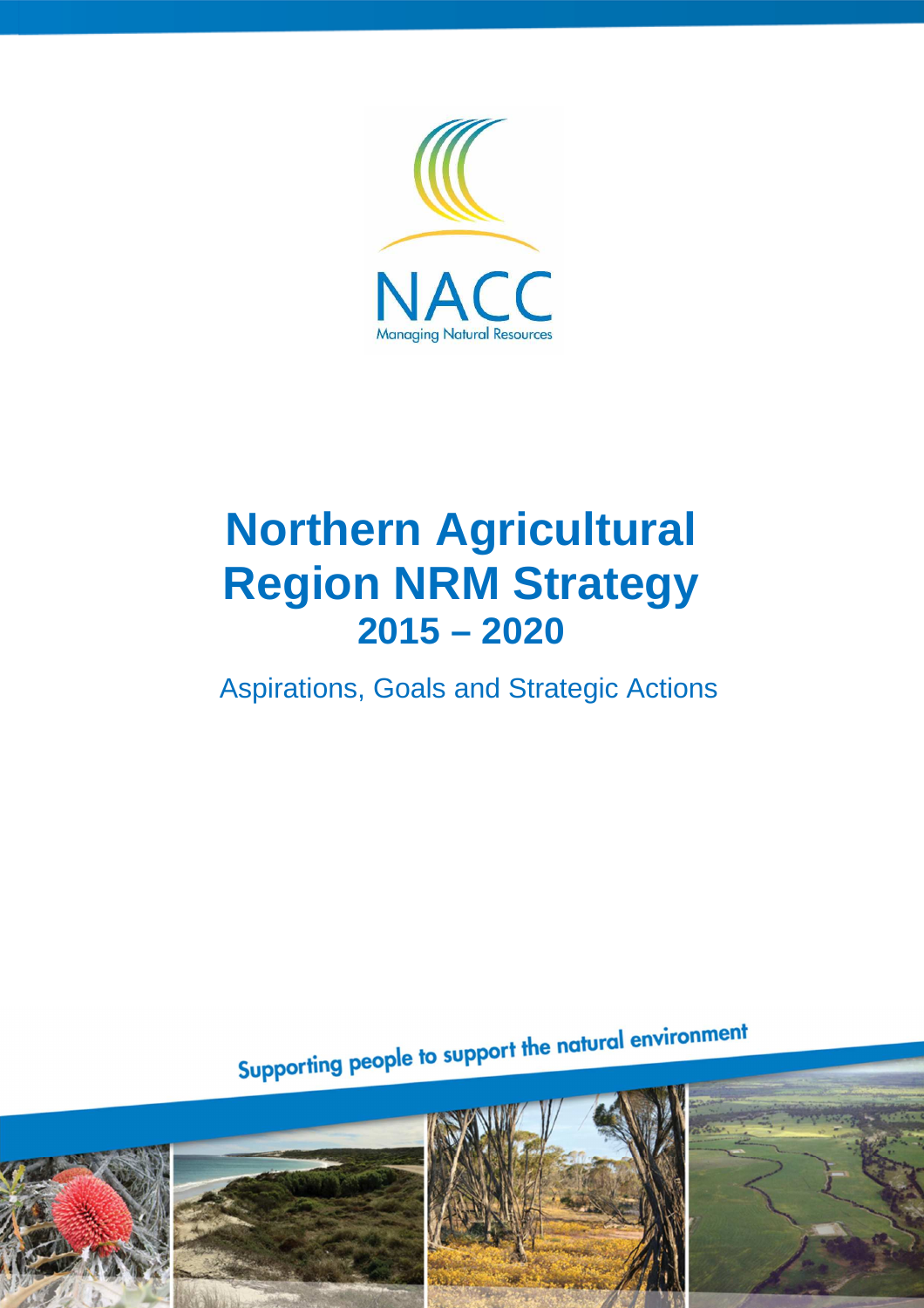NACC

Managing Natural Resources

# Northern Agricultural Region NRM Strategy
## 2015 – 2020

Aspirations, Goals and Strategic Actions

Supporting people to support the natural environment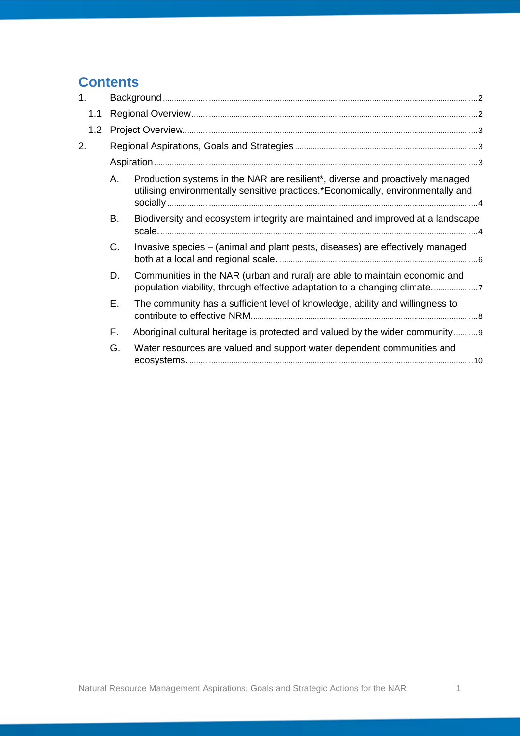# Contents

1. Background ..... 2
   - 1.1 Regional Overview ..... 2
   - 1.2 Project Overview ..... 3
2. Regional Aspirations, Goals and Strategies ..... 3
   - Aspiration ..... 3
     - A. Production systems in the NAR are resilient*, diverse and proactively managed utilising environmentally sensitive practices.*Economically, environmentally and socially ..... 4
     - B. Biodiversity and ecosystem integrity are maintained and improved at a landscape scale. ..... 4
     - C. Invasive species – (animal and plant pests, diseases) are effectively managed both at a local and regional scale. ..... 6
     - D. Communities in the NAR (urban and rural) are able to maintain economic and population viability, through effective adaptation to a changing climate. ..... 7
     - E. The community has a sufficient level of knowledge, ability and willingness to contribute to effective NRM. ..... 8
     - F. Aboriginal cultural heritage is protected and valued by the wider community ..... 9
     - G. Water resources are valued and support water dependent communities and ecosystems. ..... 10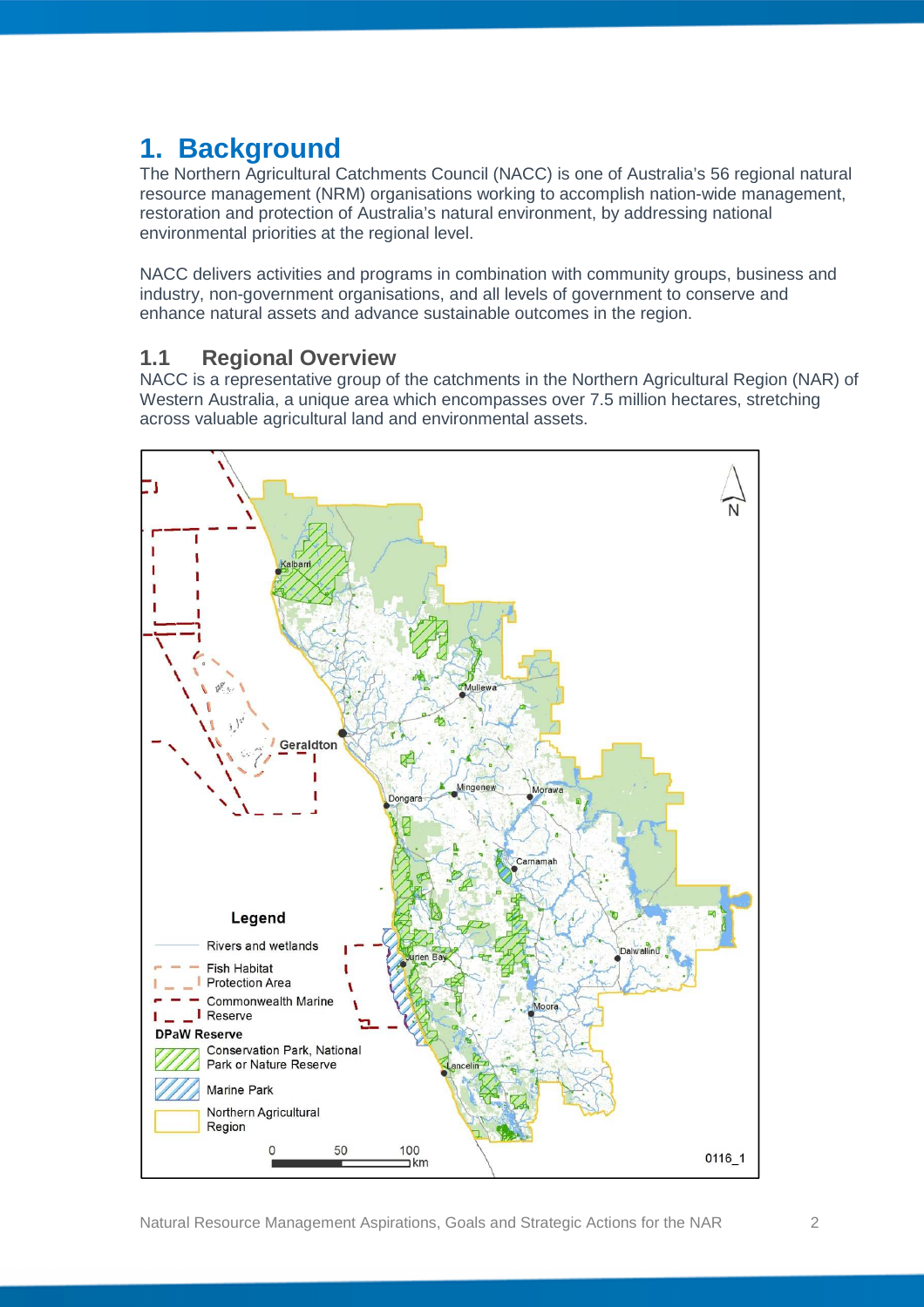# 1. Background

The Northern Agricultural Catchments Council (NACC) is one of Australia's 56 regional natural resource management (NRM) organisations working to accomplish nation-wide management, restoration and protection of Australia's natural environment, by addressing national environmental priorities at the regional level.

NACC delivers activities and programs in combination with community groups, business and industry, non-government organisations, and all levels of government to conserve and enhance natural assets and advance sustainable outcomes in the region.

## 1.1 Regional Overview

NACC is a representative group of the catchments in the Northern Agricultural Region (NAR) of Western Australia, a unique area which encompasses over 7.5 million hectares, stretching across valuable agricultural land and environmental assets.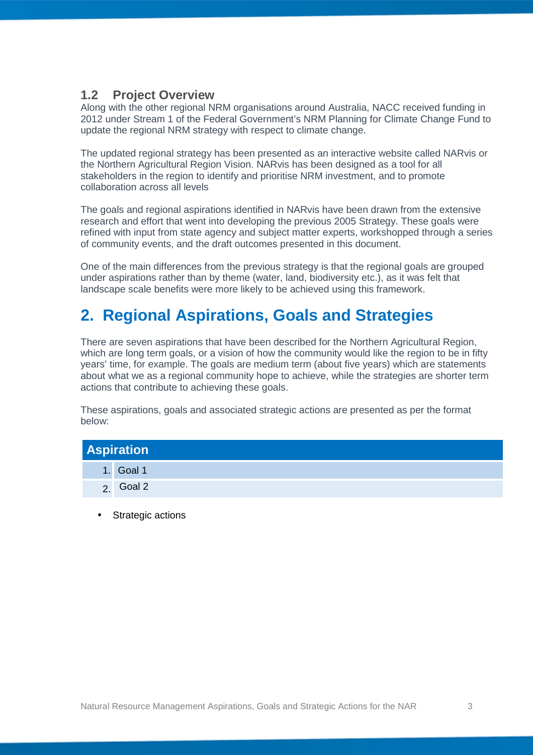### 1.2 Project Overview

Along with the other regional NRM organisations around Australia, NACC received funding in 2012 under Stream 1 of the Federal Government's NRM Planning for Climate Change Fund to update the regional NRM strategy with respect to climate change.

The updated regional strategy has been presented as an interactive website called NARvis or the Northern Agricultural Region Vision. NARvis has been designed as a tool for all stakeholders in the region to identify and prioritise NRM investment, and to promote collaboration across all levels

The goals and regional aspirations identified in NARvis have been drawn from the extensive research and effort that went into developing the previous 2005 Strategy. These goals were refined with input from state agency and subject matter experts, workshopped through a series of community events, and the draft outcomes presented in this document.

One of the main differences from the previous strategy is that the regional goals are grouped under aspirations rather than by theme (water, land, biodiversity etc.), as it was felt that landscape scale benefits were more likely to be achieved using this framework.

## 2. Regional Aspirations, Goals and Strategies

There are seven aspirations that have been described for the Northern Agricultural Region, which are long term goals, or a vision of how the community would like the region to be in fifty years' time, for example. The goals are medium term (about five years) which are statements about what we as a regional community hope to achieve, while the strategies are shorter term actions that contribute to achieving these goals.

These aspirations, goals and associated strategic actions are presented as per the format below:

| Aspiration | |
|---|---|
| 1. | Goal 1 |
| 2. | Goal 2 |

- Strategic actions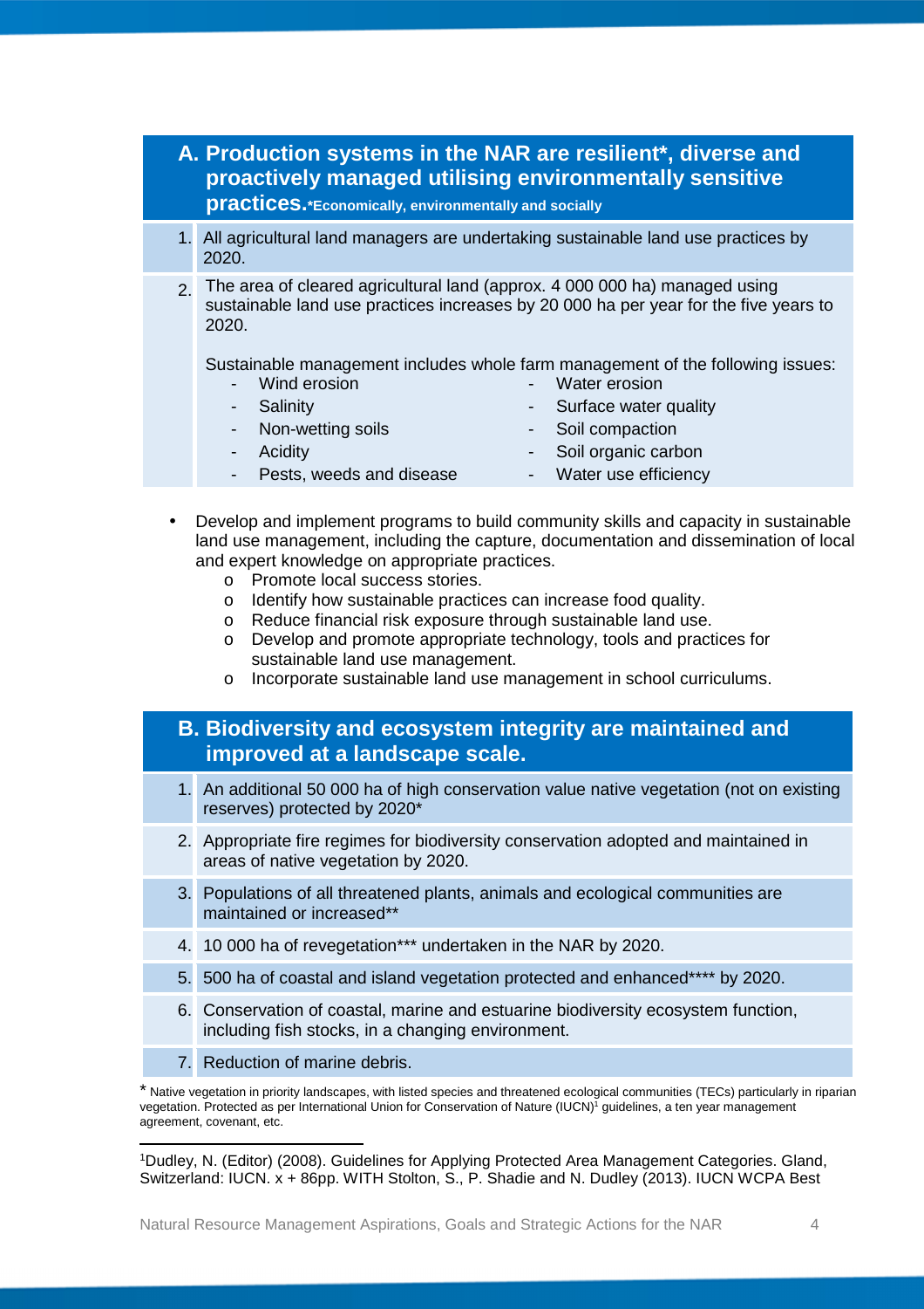## A. Production systems in the NAR are resilient*, diverse and proactively managed utilising environmentally sensitive practices.

*Economically, environmentally and socially

1. All agricultural land managers are undertaking sustainable land use practices by 2020.
2. The area of cleared agricultural land (approx. 4 000 000 ha) managed using sustainable land use practices increases by 20 000 ha per year for the five years to 2020.

   Sustainable management includes whole farm management of the following issues:

   - Wind erosion
   - Salinity
   - Non-wetting soils
   - Acidity
   - Pests, weeds and disease
   - Water erosion
   - Surface water quality
   - Soil compaction
   - Soil organic carbon
   - Water use efficiency

- Develop and implement programs to build community skills and capacity in sustainable land use management, including the capture, documentation and dissemination of local and expert knowledge on appropriate practices.
  - Promote local success stories.
  - Identify how sustainable practices can increase food quality.
  - Reduce financial risk exposure through sustainable land use.
  - Develop and promote appropriate technology, tools and practices for sustainable land use management.
  - Incorporate sustainable land use management in school curriculums.

## B. Biodiversity and ecosystem integrity are maintained and improved at a landscape scale.

1. An additional 50 000 ha of high conservation value native vegetation (not on existing reserves) protected by 2020*
2. Appropriate fire regimes for biodiversity conservation adopted and maintained in areas of native vegetation by 2020.
3. Populations of all threatened plants, animals and ecological communities are maintained or increased**
4. 10 000 ha of revegetation*** undertaken in the NAR by 2020.
5. 500 ha of coastal and island vegetation protected and enhanced**** by 2020.
6. Conservation of coastal, marine and estuarine biodiversity ecosystem function, including fish stocks, in a changing environment.
7. Reduction of marine debris.

* Native vegetation in priority landscapes, with listed species and threatened ecological communities (TECs) particularly in riparian vegetation. Protected as per International Union for Conservation of Nature (IUCN)[1] guidelines, a ten year management agreement, covenant, etc.

---

[1]Dudley, N. (Editor) (2008). Guidelines for Applying Protected Area Management Categories. Gland, Switzerland: IUCN. x + 86pp. WITH Stolton, S., P. Shadie and N. Dudley (2013). IUCN WCPA Best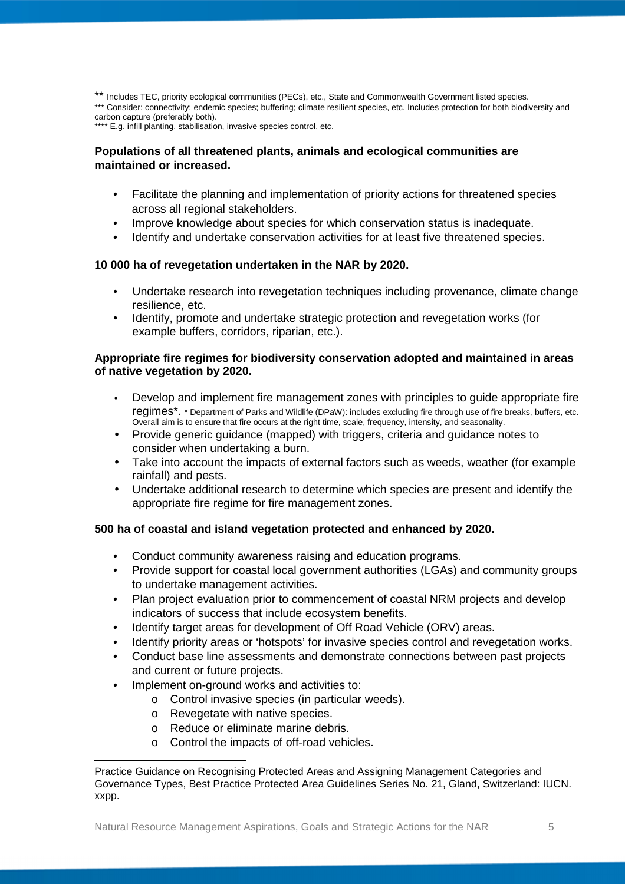** Includes TEC, priority ecological communities (PECs), etc., State and Commonwealth Government listed species.
*** Consider: connectivity; endemic species; buffering; climate resilient species, etc. Includes protection for both biodiversity and carbon capture (preferably both).
**** E.g. infill planting, stabilisation, invasive species control, etc.

**Populations of all threatened plants, animals and ecological communities are maintained or increased.**

- Facilitate the planning and implementation of priority actions for threatened species across all regional stakeholders.
- Improve knowledge about species for which conservation status is inadequate.
- Identify and undertake conservation activities for at least five threatened species.

**10 000 ha of revegetation undertaken in the NAR by 2020.**

- Undertake research into revegetation techniques including provenance, climate change resilience, etc.
- Identify, promote and undertake strategic protection and revegetation works (for example buffers, corridors, riparian, etc.).

**Appropriate fire regimes for biodiversity conservation adopted and maintained in areas of native vegetation by 2020.**

- Develop and implement fire management zones with principles to guide appropriate fire regimes*. * Department of Parks and Wildlife (DPaW): includes excluding fire through use of fire breaks, buffers, etc. Overall aim is to ensure that fire occurs at the right time, scale, frequency, intensity, and seasonality.
- Provide generic guidance (mapped) with triggers, criteria and guidance notes to consider when undertaking a burn.
- Take into account the impacts of external factors such as weeds, weather (for example rainfall) and pests.
- Undertake additional research to determine which species are present and identify the appropriate fire regime for fire management zones.

**500 ha of coastal and island vegetation protected and enhanced by 2020.**

- Conduct community awareness raising and education programs.
- Provide support for coastal local government authorities (LGAs) and community groups to undertake management activities.
- Plan project evaluation prior to commencement of coastal NRM projects and develop indicators of success that include ecosystem benefits.
- Identify target areas for development of Off Road Vehicle (ORV) areas.
- Identify priority areas or 'hotspots' for invasive species control and revegetation works.
- Conduct base line assessments and demonstrate connections between past projects and current or future projects.
- Implement on-ground works and activities to:
  - Control invasive species (in particular weeds).
  - Revegetate with native species.
  - Reduce or eliminate marine debris.
  - Control the impacts of off-road vehicles.

---

Practice Guidance on Recognising Protected Areas and Assigning Management Categories and Governance Types, Best Practice Protected Area Guidelines Series No. 21, Gland, Switzerland: IUCN. xxpp.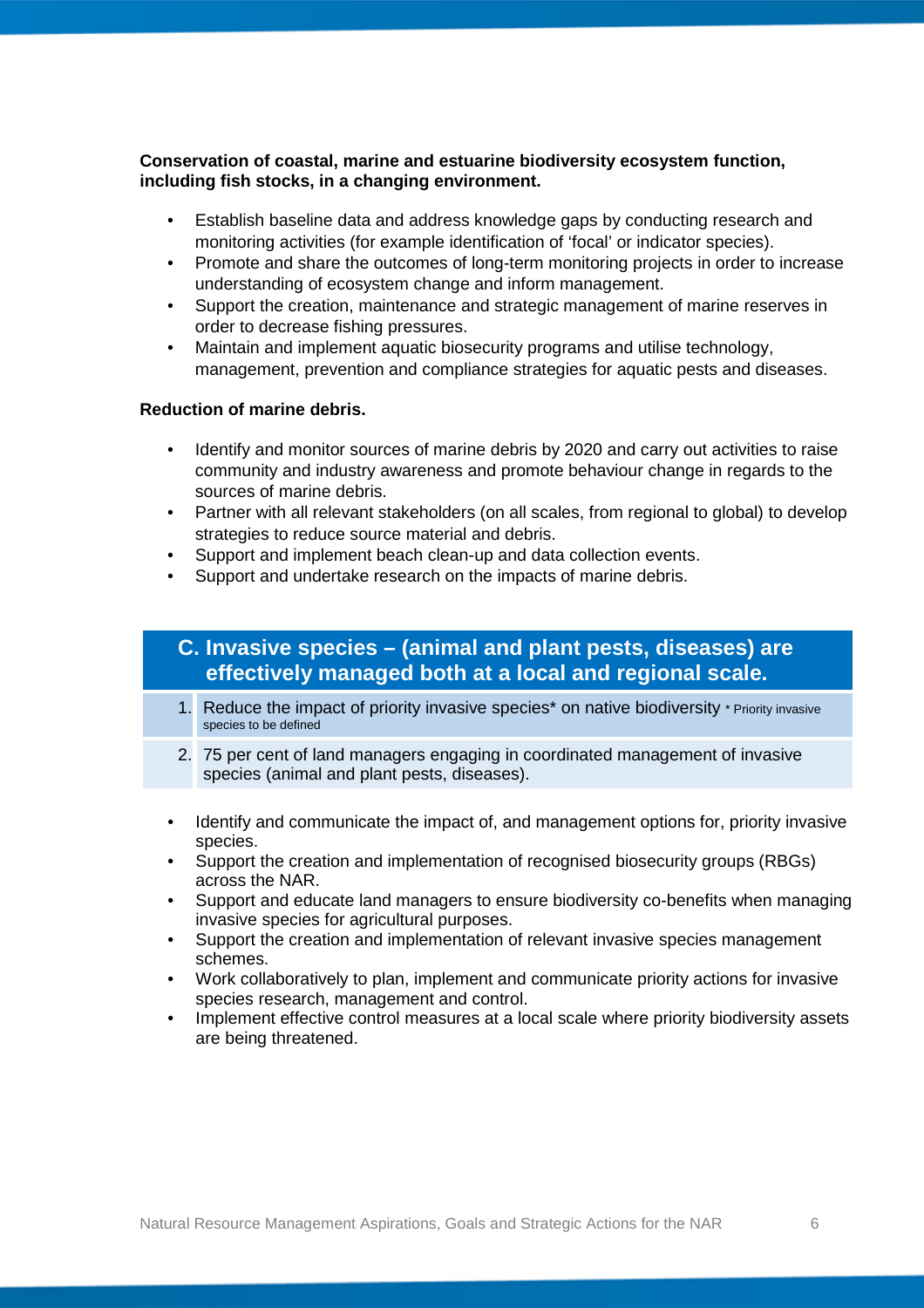**Conservation of coastal, marine and estuarine biodiversity ecosystem function, including fish stocks, in a changing environment.**

- Establish baseline data and address knowledge gaps by conducting research and monitoring activities (for example identification of 'focal' or indicator species).
- Promote and share the outcomes of long-term monitoring projects in order to increase understanding of ecosystem change and inform management.
- Support the creation, maintenance and strategic management of marine reserves in order to decrease fishing pressures.
- Maintain and implement aquatic biosecurity programs and utilise technology, management, prevention and compliance strategies for aquatic pests and diseases.

**Reduction of marine debris.**

- Identify and monitor sources of marine debris by 2020 and carry out activities to raise community and industry awareness and promote behaviour change in regards to the sources of marine debris.
- Partner with all relevant stakeholders (on all scales, from regional to global) to develop strategies to reduce source material and debris.
- Support and implement beach clean-up and data collection events.
- Support and undertake research on the impacts of marine debris.

## C. Invasive species – (animal and plant pests, diseases) are effectively managed both at a local and regional scale.

1. Reduce the impact of priority invasive species* on native biodiversity * Priority invasive species to be defined
2. 75 per cent of land managers engaging in coordinated management of invasive species (animal and plant pests, diseases).

- Identify and communicate the impact of, and management options for, priority invasive species.
- Support the creation and implementation of recognised biosecurity groups (RBGs) across the NAR.
- Support and educate land managers to ensure biodiversity co-benefits when managing invasive species for agricultural purposes.
- Support the creation and implementation of relevant invasive species management schemes.
- Work collaboratively to plan, implement and communicate priority actions for invasive species research, management and control.
- Implement effective control measures at a local scale where priority biodiversity assets are being threatened.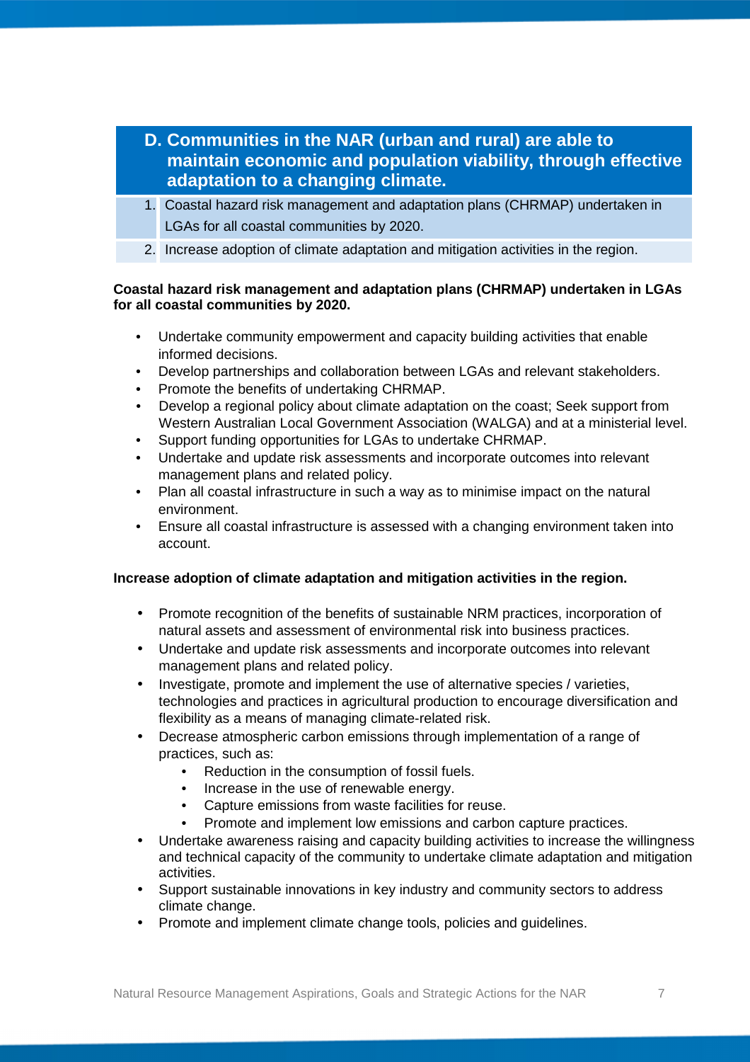## D. Communities in the NAR (urban and rural) are able to maintain economic and population viability, through effective adaptation to a changing climate.

1. Coastal hazard risk management and adaptation plans (CHRMAP) undertaken in LGAs for all coastal communities by 2020.
2. Increase adoption of climate adaptation and mitigation activities in the region.

**Coastal hazard risk management and adaptation plans (CHRMAP) undertaken in LGAs for all coastal communities by 2020.**

- Undertake community empowerment and capacity building activities that enable informed decisions.
- Develop partnerships and collaboration between LGAs and relevant stakeholders.
- Promote the benefits of undertaking CHRMAP.
- Develop a regional policy about climate adaptation on the coast; Seek support from Western Australian Local Government Association (WALGA) and at a ministerial level.
- Support funding opportunities for LGAs to undertake CHRMAP.
- Undertake and update risk assessments and incorporate outcomes into relevant management plans and related policy.
- Plan all coastal infrastructure in such a way as to minimise impact on the natural environment.
- Ensure all coastal infrastructure is assessed with a changing environment taken into account.

**Increase adoption of climate adaptation and mitigation activities in the region.**

- Promote recognition of the benefits of sustainable NRM practices, incorporation of natural assets and assessment of environmental risk into business practices.
- Undertake and update risk assessments and incorporate outcomes into relevant management plans and related policy.
- Investigate, promote and implement the use of alternative species / varieties, technologies and practices in agricultural production to encourage diversification and flexibility as a means of managing climate-related risk.
- Decrease atmospheric carbon emissions through implementation of a range of practices, such as:
  - Reduction in the consumption of fossil fuels.
  - Increase in the use of renewable energy.
  - Capture emissions from waste facilities for reuse.
  - Promote and implement low emissions and carbon capture practices.
- Undertake awareness raising and capacity building activities to increase the willingness and technical capacity of the community to undertake climate adaptation and mitigation activities.
- Support sustainable innovations in key industry and community sectors to address climate change.
- Promote and implement climate change tools, policies and guidelines.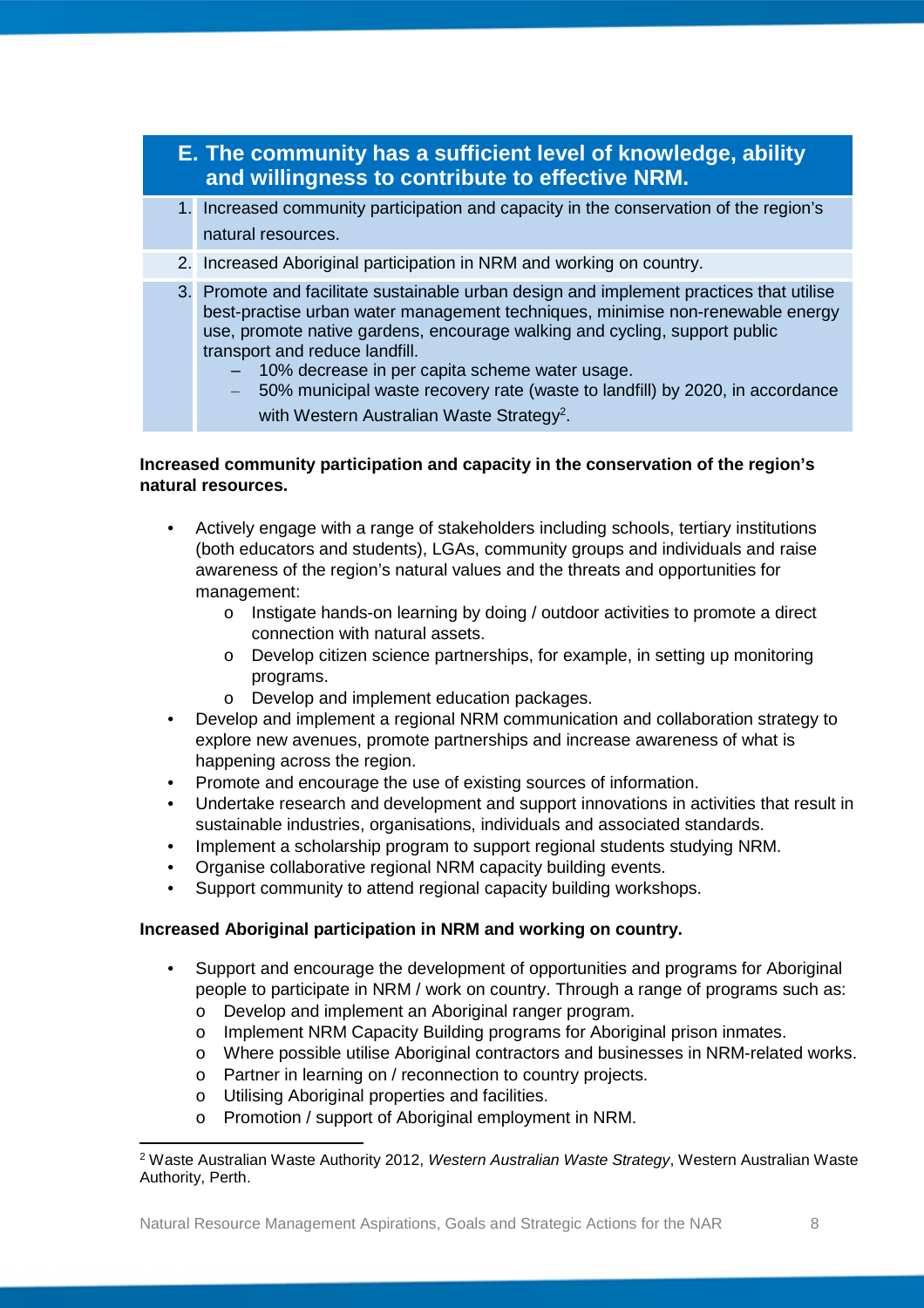| E. The community has a sufficient level of knowledge, ability and willingness to contribute to effective NRM. |
|---|
| 1. Increased community participation and capacity in the conservation of the region's natural resources. |
| 2. Increased Aboriginal participation in NRM and working on country. |
| 3. Promote and facilitate sustainable urban design and implement practices that utilise best-practise urban water management techniques, minimise non-renewable energy use, promote native gardens, encourage walking and cycling, support public transport and reduce landfill. <br> – 10% decrease in per capita scheme water usage. <br> – 50% municipal waste recovery rate (waste to landfill) by 2020, in accordance with Western Australian Waste Strategy[2]. |

**Increased community participation and capacity in the conservation of the region's natural resources.**

- Actively engage with a range of stakeholders including schools, tertiary institutions (both educators and students), LGAs, community groups and individuals and raise awareness of the region's natural values and the threats and opportunities for management:
  - Instigate hands-on learning by doing / outdoor activities to promote a direct connection with natural assets.
  - Develop citizen science partnerships, for example, in setting up monitoring programs.
  - Develop and implement education packages.
- Develop and implement a regional NRM communication and collaboration strategy to explore new avenues, promote partnerships and increase awareness of what is happening across the region.
- Promote and encourage the use of existing sources of information.
- Undertake research and development and support innovations in activities that result in sustainable industries, organisations, individuals and associated standards.
- Implement a scholarship program to support regional students studying NRM.
- Organise collaborative regional NRM capacity building events.
- Support community to attend regional capacity building workshops.

**Increased Aboriginal participation in NRM and working on country.**

- Support and encourage the development of opportunities and programs for Aboriginal people to participate in NRM / work on country. Through a range of programs such as:
  - Develop and implement an Aboriginal ranger program.
  - Implement NRM Capacity Building programs for Aboriginal prison inmates.
  - Where possible utilise Aboriginal contractors and businesses in NRM-related works.
  - Partner in learning on / reconnection to country projects.
  - Utilising Aboriginal properties and facilities.
  - Promotion / support of Aboriginal employment in NRM.

[2] Waste Australian Waste Authority 2012, *Western Australian Waste Strategy*, Western Australian Waste Authority, Perth.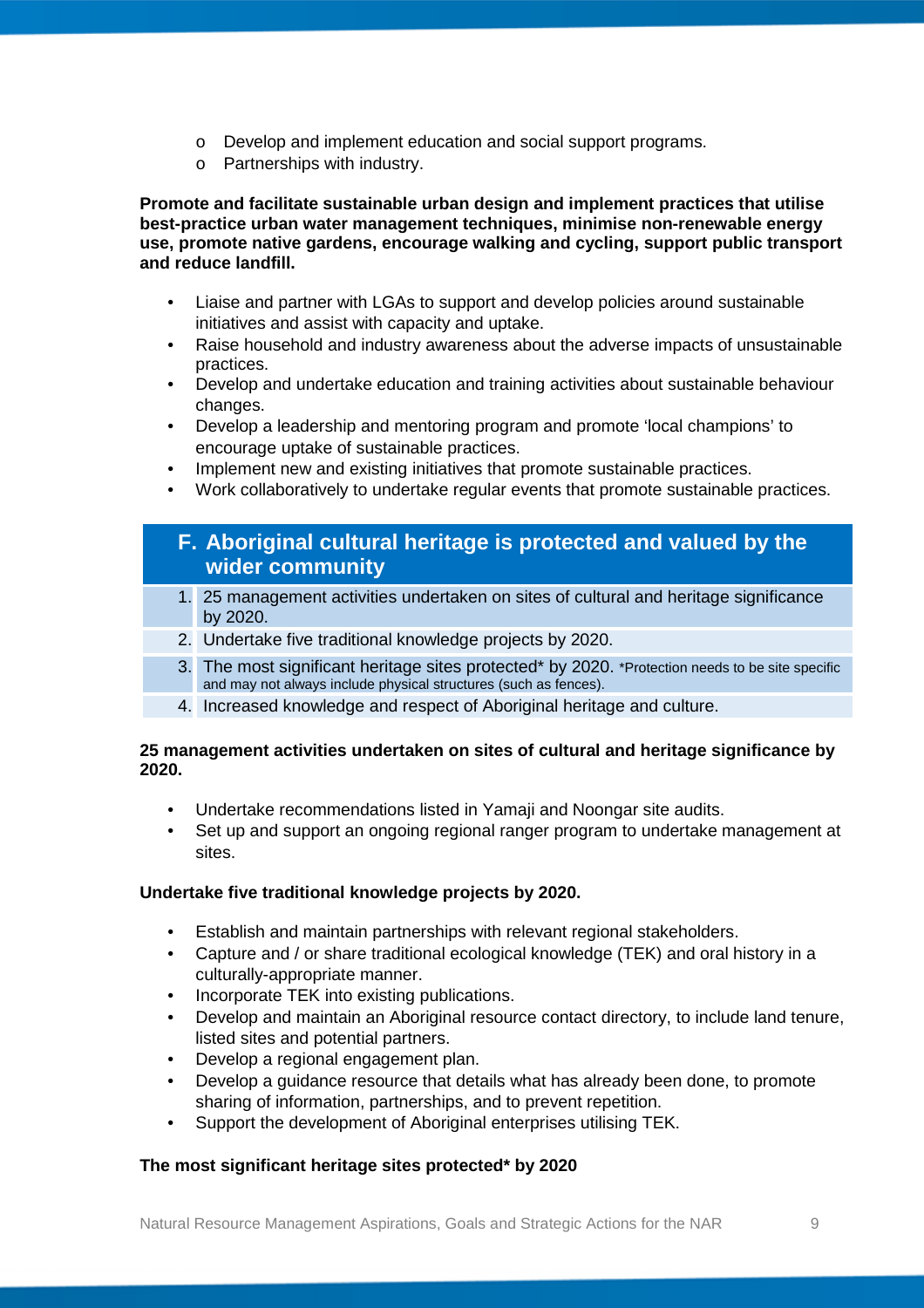- Develop and implement education and social support programs.
- Partnerships with industry.

**Promote and facilitate sustainable urban design and implement practices that utilise best-practice urban water management techniques, minimise non-renewable energy use, promote native gardens, encourage walking and cycling, support public transport and reduce landfill.**

- Liaise and partner with LGAs to support and develop policies around sustainable initiatives and assist with capacity and uptake.
- Raise household and industry awareness about the adverse impacts of unsustainable practices.
- Develop and undertake education and training activities about sustainable behaviour changes.
- Develop a leadership and mentoring program and promote 'local champions' to encourage uptake of sustainable practices.
- Implement new and existing initiatives that promote sustainable practices.
- Work collaboratively to undertake regular events that promote sustainable practices.

| F. Aboriginal cultural heritage is protected and valued by the wider community |
|---|
| 1. 25 management activities undertaken on sites of cultural and heritage significance by 2020. |
| 2. Undertake five traditional knowledge projects by 2020. |
| 3. The most significant heritage sites protected* by 2020. *Protection needs to be site specific and may not always include physical structures (such as fences). |
| 4. Increased knowledge and respect of Aboriginal heritage and culture. |

**25 management activities undertaken on sites of cultural and heritage significance by 2020.**

- Undertake recommendations listed in Yamaji and Noongar site audits.
- Set up and support an ongoing regional ranger program to undertake management at sites.

**Undertake five traditional knowledge projects by 2020.**

- Establish and maintain partnerships with relevant regional stakeholders.
- Capture and / or share traditional ecological knowledge (TEK) and oral history in a culturally-appropriate manner.
- Incorporate TEK into existing publications.
- Develop and maintain an Aboriginal resource contact directory, to include land tenure, listed sites and potential partners.
- Develop a regional engagement plan.
- Develop a guidance resource that details what has already been done, to promote sharing of information, partnerships, and to prevent repetition.
- Support the development of Aboriginal enterprises utilising TEK.

**The most significant heritage sites protected* by 2020**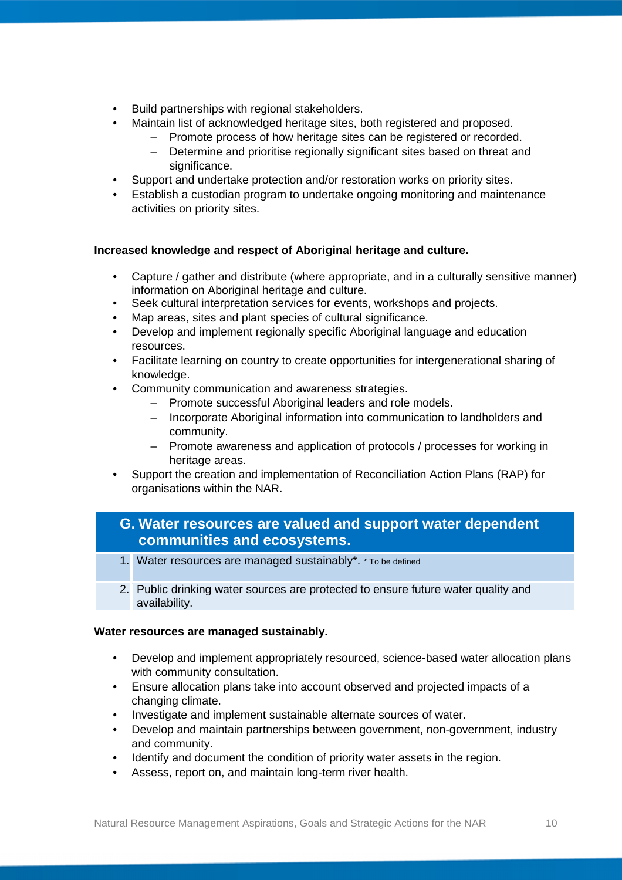- Build partnerships with regional stakeholders.
- Maintain list of acknowledged heritage sites, both registered and proposed.
  - Promote process of how heritage sites can be registered or recorded.
  - Determine and prioritise regionally significant sites based on threat and significance.
- Support and undertake protection and/or restoration works on priority sites.
- Establish a custodian program to undertake ongoing monitoring and maintenance activities on priority sites.

**Increased knowledge and respect of Aboriginal heritage and culture.**

- Capture / gather and distribute (where appropriate, and in a culturally sensitive manner) information on Aboriginal heritage and culture.
- Seek cultural interpretation services for events, workshops and projects.
- Map areas, sites and plant species of cultural significance.
- Develop and implement regionally specific Aboriginal language and education resources.
- Facilitate learning on country to create opportunities for intergenerational sharing of knowledge.
- Community communication and awareness strategies.
  - Promote successful Aboriginal leaders and role models.
  - Incorporate Aboriginal information into communication to landholders and community.
  - Promote awareness and application of protocols / processes for working in heritage areas.
- Support the creation and implementation of Reconciliation Action Plans (RAP) for organisations within the NAR.

## G. Water resources are valued and support water dependent communities and ecosystems.

| | |
|---|---|
| 1. | Water resources are managed sustainably*. * To be defined |
| 2. | Public drinking water sources are protected to ensure future water quality and availability. |

**Water resources are managed sustainably.**

- Develop and implement appropriately resourced, science-based water allocation plans with community consultation.
- Ensure allocation plans take into account observed and projected impacts of a changing climate.
- Investigate and implement sustainable alternate sources of water.
- Develop and maintain partnerships between government, non-government, industry and community.
- Identify and document the condition of priority water assets in the region.
- Assess, report on, and maintain long-term river health.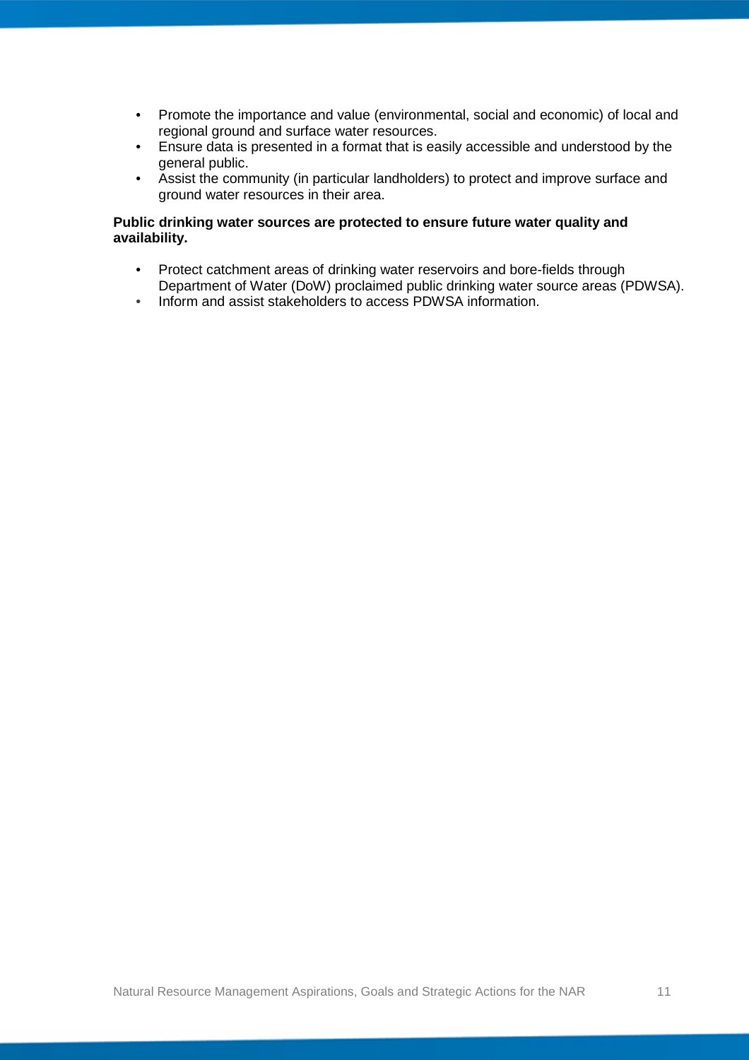- Promote the importance and value (environmental, social and economic) of local and regional ground and surface water resources.
- Ensure data is presented in a format that is easily accessible and understood by the general public.
- Assist the community (in particular landholders) to protect and improve surface and ground water resources in their area.

**Public drinking water sources are protected to ensure future water quality and availability.**

- Protect catchment areas of drinking water reservoirs and bore-fields through Department of Water (DoW) proclaimed public drinking water source areas (PDWSA).
- Inform and assist stakeholders to access PDWSA information.